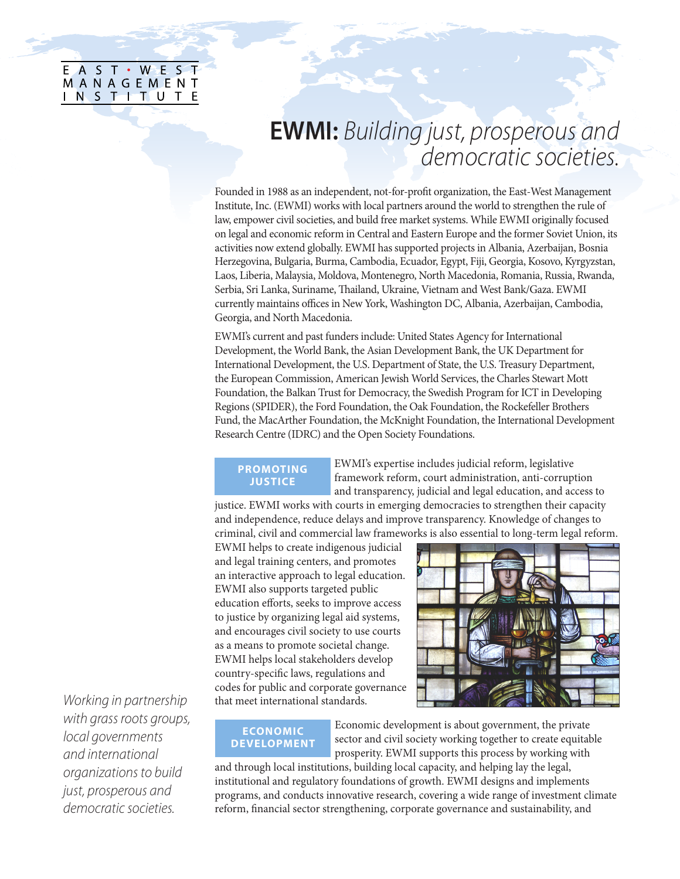EAST · WEST MANAGEMENT INSTITUTE

# EWMI: *Building just, prosperous and democratic societies.*

Founded in 1988 as an independent, not-for-profit organization, the East-West Management Institute, Inc. (EWMI) works with local partners around the world to strengthen the rule of law, empower civil societies, and build free market systems. While EWMI originally focused on legal and economic reform in Central and Eastern Europe and the former Soviet Union, its activities now extend globally. EWMI has supported projects in Albania, Azerbaijan, Bosnia Herzegovina, Bulgaria, Burma, Cambodia, Ecuador, Egypt, Fiji, Georgia, Kosovo, Kyrgyzstan, Laos, Liberia, Malaysia, Moldova, Montenegro, North Macedonia, Romania, Russia, Rwanda, Serbia, Sri Lanka, Suriname, Thailand, Ukraine, Vietnam and West Bank/Gaza. EWMI currently maintains offices in New York, Washington DC, Albania, Azerbaijan, Cambodia, Georgia, and North Macedonia.

EWMI's current and past funders include: United States Agency for International Development, the World Bank, the Asian Development Bank, the UK Department for International Development, the U.S. Department of State, the U.S. Treasury Department, the European Commission, American Jewish World Services, the Charles Stewart Mott Foundation, the Balkan Trust for Democracy, the Swedish Program for ICT in Developing Regions (SPIDER), the Ford Foundation, the Oak Foundation, the Rockefeller Brothers Fund, the MacArthur Foundation, the McKnight Foundation, the International Development Research Centre (IDRC) and the Open Society Foundations.

*Working in partnership with grass roots groups, local governments and international organizations to build just, prosperous and democratic societies.*

## PROMOTING JUSTICE

EWMI's expertise includes judicial reform, legislative framework reform, court administration, anti-corruption and transparency, judicial and legal education, and access to justice. EWMI works with courts in emerging democracies to strengthen their capacity and independence, reduce delays and improve transparency. Knowledge of changes to criminal, civil and commercial law frameworks is also essential to long-term legal reform. EWMI helps to create indigenous judicial and legal training centers, and promotes an interactive approach to legal education. EWMI also supports targeted public education efforts, seeks to improve access to justice by organizing legal aid systems, and encourages civil society to use courts as a means to promote societal change. EWMI helps local stakeholders develop country-specific laws, regulations and codes for public and corporate governance that meet international standards.

## ECONOMIC DEVELOPMENT

Economic development is about government, the private sector and civil society working together to create equitable prosperity. EWMI supports this process by working with and through local institutions, building local capacity, and helping lay the legal, institutional and regulatory foundations of growth. EWMI designs and implements programs, and conducts innovative research, covering a wide range of investment climate reform, financial sector strengthening, corporate governance and sustainability, and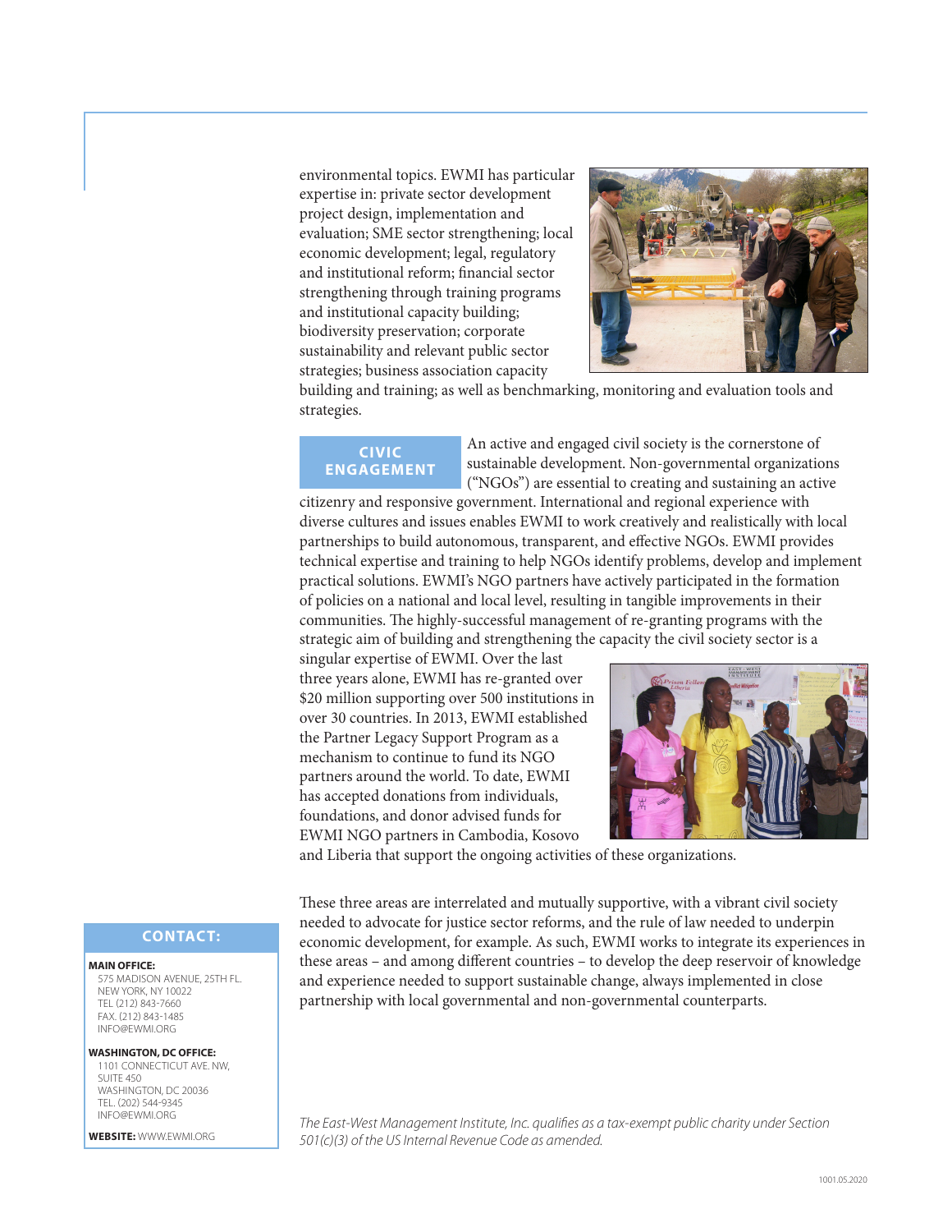environmental topics. EWMI has particular expertise in: private sector development project design, implementation and evaluation; SME sector strengthening; local economic development; legal, regulatory and institutional reform; financial sector strengthening through training programs and institutional capacity building; biodiversity preservation; corporate sustainability and relevant public sector strategies; business association capacity building and training; as well as benchmarking, monitoring and evaluation tools and strategies.

## CIVIC ENGAGEMENT

An active and engaged civil society is the cornerstone of sustainable development. Non-governmental organizations ("NGOs") are essential to creating and sustaining an active citizenry and responsive government. International and regional experience with diverse cultures and issues enables EWMI to work creatively and realistically with local partnerships to build autonomous, transparent, and effective NGOs. EWMI provides technical expertise and training to help NGOs identify problems, develop and implement practical solutions. EWMI's NGO partners have actively participated in the formation of policies on a national and local level, resulting in tangible improvements in their communities. The highly-successful management of re-granting programs with the strategic aim of building and strengthening the capacity the civil society sector is a singular expertise of EWMI. Over the last three years alone, EWMI has re-granted over $20 million supporting over 500 institutions in over 30 countries. In 2013, EWMI established the Partner Legacy Support Program as a mechanism to continue to fund its NGO partners around the world. To date, EWMI has accepted donations from individuals, foundations, and donor advised funds for EWMI NGO partners in Cambodia, Kosovo and Liberia that support the ongoing activities of these organizations.

These three areas are interrelated and mutually supportive, with a vibrant civil society needed to advocate for justice sector reforms, and the rule of law needed to underpin economic development, for example. As such, EWMI works to integrate its experiences in these areas – and among different countries – to develop the deep reservoir of knowledge and experience needed to support sustainable change, always implemented in close partnership with local governmental and non-governmental counterparts.

### CONTACT:

**MAIN OFFICE:**
575 MADISON AVENUE, 25TH FL.
NEW YORK, NY 10022
TEL (212) 843-7660
FAX. (212) 843-1485
INFO@EWMI.ORG

**WASHINGTON, DC OFFICE:**
1101 CONNECTICUT AVE. NW,
SUITE 450
WASHINGTON, DC 20036
TEL. (202) 544-9345
INFO@EWMI.ORG

**WEBSITE:** WWW.EWMI.ORG

*The East-West Management Institute, Inc. qualifies as a tax-exempt public charity under Section 501(c)(3) of the US Internal Revenue Code as amended.*

1001.05.2020